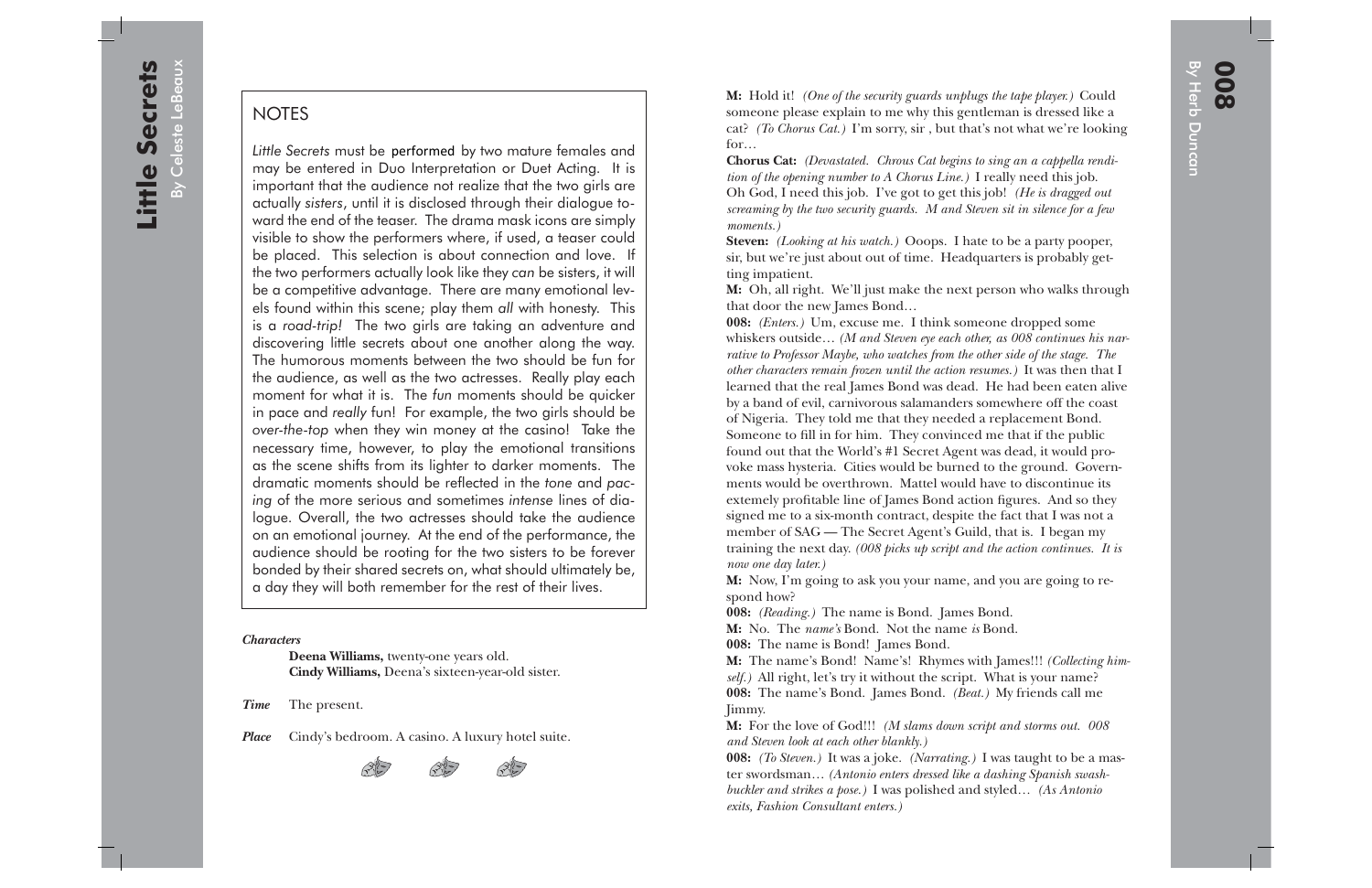# Little Secrets

By Celeste LeBeaux

## NOTES

*Little Secrets* must be performed by two mature females and may be entered in Duo Interpretation or Duet Acting. It is important that the audience not realize that the two girls are actually *sisters*, until it is disclosed through their dialogue toward the end of the teaser. The drama mask icons are simply visible to show the performers where, if used, a teaser could be placed. This selection is about connection and love. If the two performers actually look like they *can* be sisters, it will be a competitive advantage. There are many emotional levels found within this scene; play them *all* with honesty. This is a *road-trip!* The two girls are taking an adventure and discovering little secrets about one another along the way. The humorous moments between the two should be fun for the audience, as well as the two actresses. Really play each moment for what it is. The *fun* moments should be quicker in pace and *really* fun! For example, the two girls should be *over-the-top* when they win money at the casino! Take the necessary time, however, to play the emotional transitions as the scene shifts from its lighter to darker moments. The dramatic moments should be reflected in the *tone* and *pacing* of the more serious and sometimes *intense* lines of dialogue. Overall, the two actresses should take the audience on an emotional journey. At the end of the performance, the audience should be rooting for the two sisters to be forever bonded by their shared secrets on, what should ultimately be, a day they will both remember for the rest of their lives.

***Characters***

**Deena Williams,** twenty-one years old.
**Cindy Williams,** Deena's sixteen-year-old sister.

***Time*** The present.

***Place*** Cindy's bedroom. A casino. A luxury hotel suite.

# 008

By Herb Duncan

**M:** Hold it! *(One of the security guards unplugs the tape player.)* Could someone please explain to me why this gentleman is dressed like a cat? *(To Chorus Cat.)* I'm sorry, sir , but that's not what we're looking for…

**Chorus Cat:** *(Devastated. Chrous Cat begins to sing an a cappella rendition of the opening number to A Chorus Line.)* I really need this job. Oh God, I need this job. I've got to get this job! *(He is dragged out screaming by the two security guards. M and Steven sit in silence for a few moments.)*

**Steven:** *(Looking at his watch.)* Ooops. I hate to be a party pooper, sir, but we're just about out of time. Headquarters is probably getting impatient.

**M:** Oh, all right. We'll just make the next person who walks through that door the new James Bond…

**008:** *(Enters.)* Um, excuse me. I think someone dropped some whiskers outside… *(M and Steven eye each other, as 008 continues his narrative to Professor Maybe, who watches from the other side of the stage. The other characters remain frozen until the action resumes.)* It was then that I learned that the real James Bond was dead. He had been eaten alive by a band of evil, carnivorous salamanders somewhere off the coast of Nigeria. They told me that they needed a replacement Bond. Someone to fill in for him. They convinced me that if the public found out that the World's #1 Secret Agent was dead, it would provoke mass hysteria. Cities would be burned to the ground. Governments would be overthrown. Mattel would have to discontinue its extemely profitable line of James Bond action figures. And so they signed me to a six-month contract, despite the fact that I was not a member of SAG — The Secret Agent's Guild, that is. I began my training the next day. *(008 picks up script and the action continues. It is now one day later.)*

**M:** Now, I'm going to ask you your name, and you are going to respond how?

**008:** *(Reading.)* The name is Bond. James Bond.

**M:** No. The *name's* Bond. Not the name *is* Bond.

**008:** The name is Bond! James Bond.

**M:** The name's Bond! Name's! Rhymes with James!!! *(Collecting himself.)* All right, let's try it without the script. What is your name?

**008:** The name's Bond. James Bond. *(Beat.)* My friends call me Jimmy.

**M:** For the love of God!!! *(M slams down script and storms out. 008 and Steven look at each other blankly.)*

**008:** *(To Steven.)* It was a joke. *(Narrating.)* I was taught to be a master swordsman… *(Antonio enters dressed like a dashing Spanish swashbuckler and strikes a pose.)* I was polished and styled… *(As Antonio exits, Fashion Consultant enters.)*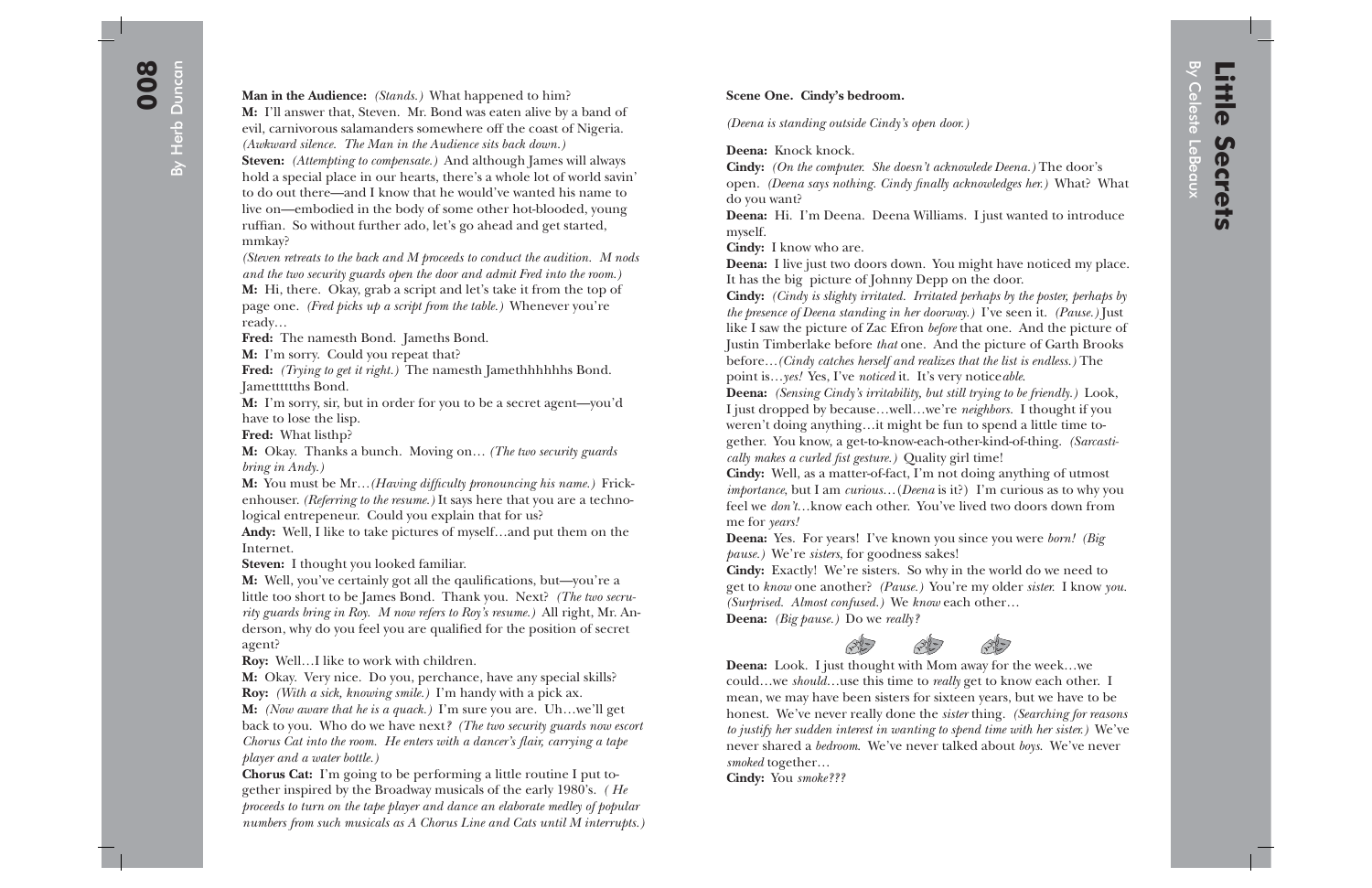**Man in the Audience:** *(Stands.)* What happened to him?

**M:** I'll answer that, Steven. Mr. Bond was eaten alive by a band of evil, carnivorous salamanders somewhere off the coast of Nigeria. *(Awkward silence. The Man in the Audience sits back down.)*

**Steven:** *(Attempting to compensate.)* And although James will always hold a special place in our hearts, there's a whole lot of world savin' to do out there—and I know that he would've wanted his name to live on—embodied in the body of some other hot-blooded, young ruffian. So without further ado, let's go ahead and get started, mmkay?

*(Steven retreats to the back and M proceeds to conduct the audition. M nods and the two security guards open the door and admit Fred into the room.)*

**M:** Hi, there. Okay, grab a script and let's take it from the top of page one. *(Fred picks up a script from the table.)* Whenever you're ready…

**Fred:** The namesth Bond. Jameths Bond.

**M:** I'm sorry. Could you repeat that?

**Fred:** *(Trying to get it right.)* The namesth Jamethhhhhhs Bond. Jamettttths Bond.

**M:** I'm sorry, sir, but in order for you to be a secret agent—you'd have to lose the lisp.

**Fred:** What listhp?

**M:** Okay. Thanks a bunch. Moving on… *(The two security guards bring in Andy.)*

**M:** You must be Mr…*(Having difficulty pronouncing his name.)* Frickenhouser. *(Referring to the resume.)* It says here that you are a technological entrepeneur. Could you explain that for us?

**Andy:** Well, I like to take pictures of myself…and put them on the Internet.

**Steven:** I thought you looked familiar.

**M:** Well, you've certainly got all the qaulifications, but—you're a little too short to be James Bond. Thank you. Next? *(The two security guards bring in Roy. M now refers to Roy's resume.)* All right, Mr. Anderson, why do you feel you are qualified for the position of secret agent?

**Roy:** Well…I like to work with children.

**M:** Okay. Very nice. Do you, perchance, have any special skills?

**Roy:** *(With a sick, knowing smile.)* I'm handy with a pick ax.

**M:** *(Now aware that he is a quack.)* I'm sure you are. Uh…we'll get back to you. Who do we have next? *(The two security guards now escort Chorus Cat into the room. He enters with a dancer's flair, carrying a tape player and a water bottle.)*

**Chorus Cat:** I'm going to be performing a little routine I put together inspired by the Broadway musicals of the early 1980's. *( He proceeds to turn on the tape player and dance an elaborate medley of popular numbers from such musicals as A Chorus Line and Cats until M interrupts.)*

# Little Secrets

By Celeste LeBeaux

**Scene One. Cindy's bedroom.**

*(Deena is standing outside Cindy's open door.)*

**Deena:** Knock knock.

**Cindy:** *(On the computer. She doesn't acknowlede Deena.)* The door's open. *(Deena says nothing. Cindy finally acknowledges her.)* What? What do you want?

**Deena:** Hi. I'm Deena. Deena Williams. I just wanted to introduce myself.

**Cindy:** I know who are.

**Deena:** I live just two doors down. You might have noticed my place. It has the big picture of Johnny Depp on the door.

**Cindy:** *(Cindy is slighty irritated. Irritated perhaps by the poster, perhaps by the presence of Deena standing in her doorway.)* I've seen it. *(Pause.)* Just like I saw the picture of Zac Efron *before* that one. And the picture of Justin Timberlake before *that* one. And the picture of Garth Brooks before…*(Cindy catches herself and realizes that the list is endless.)* The point is…*yes!* Yes, I've *noticed* it. It's very notice*able*.

**Deena:** *(Sensing Cindy's irritability, but still trying to be friendly.)* Look, I just dropped by because…well…we're *neighbors*. I thought if you weren't doing anything…it might be fun to spend a little time together. You know, a get-to-know-each-other-kind-of-thing. *(Sarcastically makes a curled fist gesture.)* Quality girl time!

**Cindy:** Well, as a matter-of-fact, I'm not doing anything of utmost *importance*, but I am *curious*…(*Deena* is it?) I'm curious as to why you feel we *don't*…know each other. You've lived two doors down from me for *years!*

**Deena:** Yes. For years! I've known you since you were *born! (Big pause.)* We're *sisters*, for goodness sakes!

**Cindy:** Exactly! We're sisters. So why in the world do we need to get to *know* one another? *(Pause.)* You're my older *sister.* I know *you. (Surprised. Almost confused.)* We *know* each other…

**Deena:** *(Big pause.)* Do we *really?*

**Deena:** Look. I just thought with Mom away for the week…we could…we *should*…use this time to *really* get to know each other. I mean, we may have been sisters for sixteen years, but we have to be honest. We've never really done the *sister* thing. *(Searching for reasons to justify her sudden interest in wanting to spend time with her sister.)* We've never shared a *bedroom*. We've never talked about *boys*. We've never *smoked* together…

**Cindy:** You *smoke???*